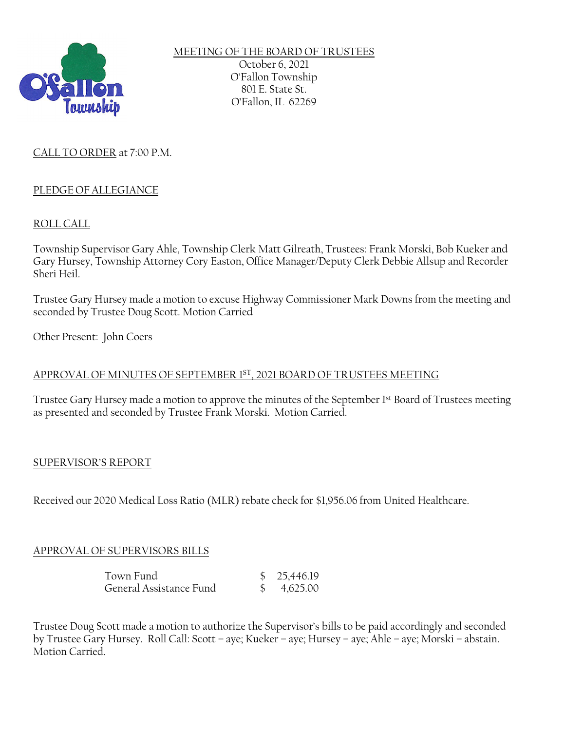MEETING OF THE BOARD OF TRUSTEES
October 6, 2021
O'Fallon Township
801 E. State St.
O'Fallon, IL 62269

CALL TO ORDER at 7:00 P.M.

PLEDGE OF ALLEGIANCE

ROLL CALL

Township Supervisor Gary Ahle, Township Clerk Matt Gilreath, Trustees: Frank Morski, Bob Kueker and Gary Hursey, Township Attorney Cory Easton, Office Manager/Deputy Clerk Debbie Allsup and Recorder Sheri Heil.

Trustee Gary Hursey made a motion to excuse Highway Commissioner Mark Downs from the meeting and seconded by Trustee Doug Scott. Motion Carried

Other Present: John Coers

APPROVAL OF MINUTES OF SEPTEMBER 1ST, 2021 BOARD OF TRUSTEES MEETING

Trustee Gary Hursey made a motion to approve the minutes of the September 1st Board of Trustees meeting as presented and seconded by Trustee Frank Morski. Motion Carried.

SUPERVISOR'S REPORT

Received our 2020 Medical Loss Ratio (MLR) rebate check for $1,956.06 from United Healthcare.

APPROVAL OF SUPERVISORS BILLS

| | |
|---|---|
| Town Fund | $ 25,446.19 |
| General Assistance Fund | $ 4,625.00 |

Trustee Doug Scott made a motion to authorize the Supervisor's bills to be paid accordingly and seconded by Trustee Gary Hursey. Roll Call: Scott – aye; Kueker – aye; Hursey – aye; Ahle – aye; Morski – abstain. Motion Carried.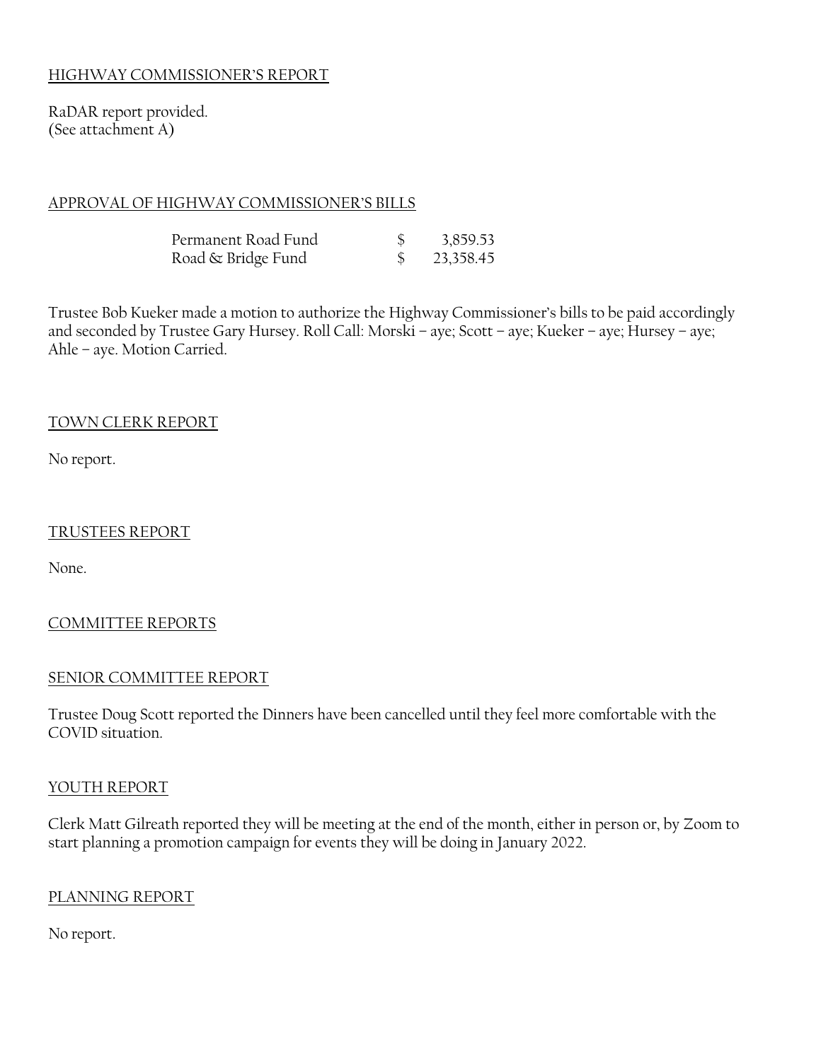HIGHWAY COMMISSIONER'S REPORT

RaDAR report provided.
(See attachment A)

APPROVAL OF HIGHWAY COMMISSIONER'S BILLS

| | | |
|---|---|---|
| Permanent Road Fund | $ | 3,859.53 |
| Road & Bridge Fund | $ | 23,358.45 |

Trustee Bob Kueker made a motion to authorize the Highway Commissioner's bills to be paid accordingly and seconded by Trustee Gary Hursey. Roll Call: Morski – aye; Scott – aye; Kueker – aye; Hursey – aye; Ahle – aye. Motion Carried.

TOWN CLERK REPORT

No report.

TRUSTEES REPORT

None.

COMMITTEE REPORTS

SENIOR COMMITTEE REPORT

Trustee Doug Scott reported the Dinners have been cancelled until they feel more comfortable with the COVID situation.

YOUTH REPORT

Clerk Matt Gilreath reported they will be meeting at the end of the month, either in person or, by Zoom to start planning a promotion campaign for events they will be doing in January 2022.

PLANNING REPORT

No report.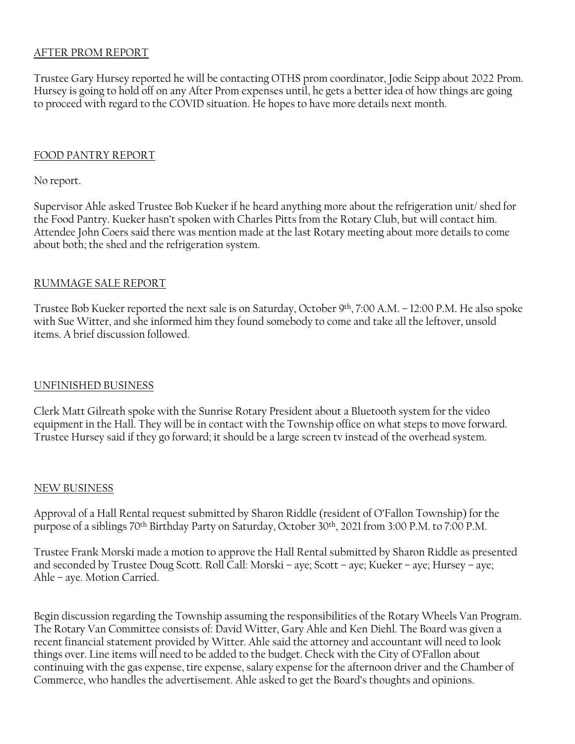## AFTER PROM REPORT

Trustee Gary Hursey reported he will be contacting OTHS prom coordinator, Jodie Seipp about 2022 Prom. Hursey is going to hold off on any After Prom expenses until, he gets a better idea of how things are going to proceed with regard to the COVID situation. He hopes to have more details next month.

## FOOD PANTRY REPORT

No report.

Supervisor Ahle asked Trustee Bob Kueker if he heard anything more about the refrigeration unit/ shed for the Food Pantry. Kueker hasn't spoken with Charles Pitts from the Rotary Club, but will contact him. Attendee John Coers said there was mention made at the last Rotary meeting about more details to come about both; the shed and the refrigeration system.

## RUMMAGE SALE REPORT

Trustee Bob Kueker reported the next sale is on Saturday, October 9th, 7:00 A.M. – 12:00 P.M. He also spoke with Sue Witter, and she informed him they found somebody to come and take all the leftover, unsold items. A brief discussion followed.

## UNFINISHED BUSINESS

Clerk Matt Gilreath spoke with the Sunrise Rotary President about a Bluetooth system for the video equipment in the Hall. They will be in contact with the Township office on what steps to move forward. Trustee Hursey said if they go forward; it should be a large screen tv instead of the overhead system.

## NEW BUSINESS

Approval of a Hall Rental request submitted by Sharon Riddle (resident of O'Fallon Township) for the purpose of a siblings 70th Birthday Party on Saturday, October 30th, 2021 from 3:00 P.M. to 7:00 P.M.

Trustee Frank Morski made a motion to approve the Hall Rental submitted by Sharon Riddle as presented and seconded by Trustee Doug Scott. Roll Call: Morski – aye; Scott – aye; Kueker – aye; Hursey – aye; Ahle – aye. Motion Carried.

Begin discussion regarding the Township assuming the responsibilities of the Rotary Wheels Van Program. The Rotary Van Committee consists of: David Witter, Gary Ahle and Ken Diehl. The Board was given a recent financial statement provided by Witter. Ahle said the attorney and accountant will need to look things over. Line items will need to be added to the budget. Check with the City of O'Fallon about continuing with the gas expense, tire expense, salary expense for the afternoon driver and the Chamber of Commerce, who handles the advertisement. Ahle asked to get the Board's thoughts and opinions.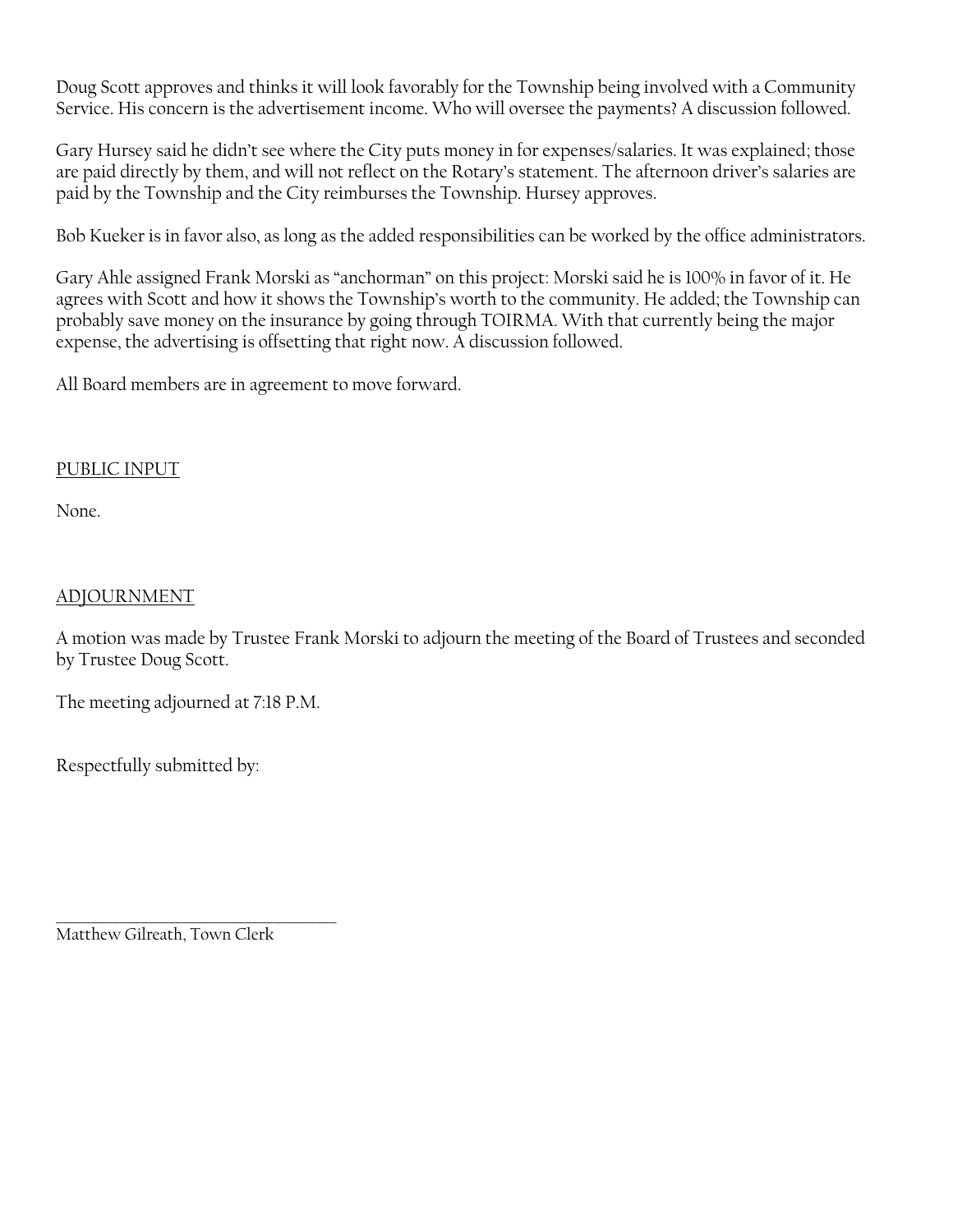Doug Scott approves and thinks it will look favorably for the Township being involved with a Community Service. His concern is the advertisement income. Who will oversee the payments? A discussion followed.

Gary Hursey said he didn't see where the City puts money in for expenses/salaries. It was explained; those are paid directly by them, and will not reflect on the Rotary's statement. The afternoon driver's salaries are paid by the Township and the City reimburses the Township. Hursey approves.

Bob Kueker is in favor also, as long as the added responsibilities can be worked by the office administrators.

Gary Ahle assigned Frank Morski as "anchorman" on this project: Morski said he is 100% in favor of it. He agrees with Scott and how it shows the Township's worth to the community. He added; the Township can probably save money on the insurance by going through TOIRMA. With that currently being the major expense, the advertising is offsetting that right now. A discussion followed.

All Board members are in agreement to move forward.

## PUBLIC INPUT

None.

## ADJOURNMENT

A motion was made by Trustee Frank Morski to adjourn the meeting of the Board of Trustees and seconded by Trustee Doug Scott.

The meeting adjourned at 7:18 P.M.

Respectfully submitted by:

___________________________________

Matthew Gilreath, Town Clerk